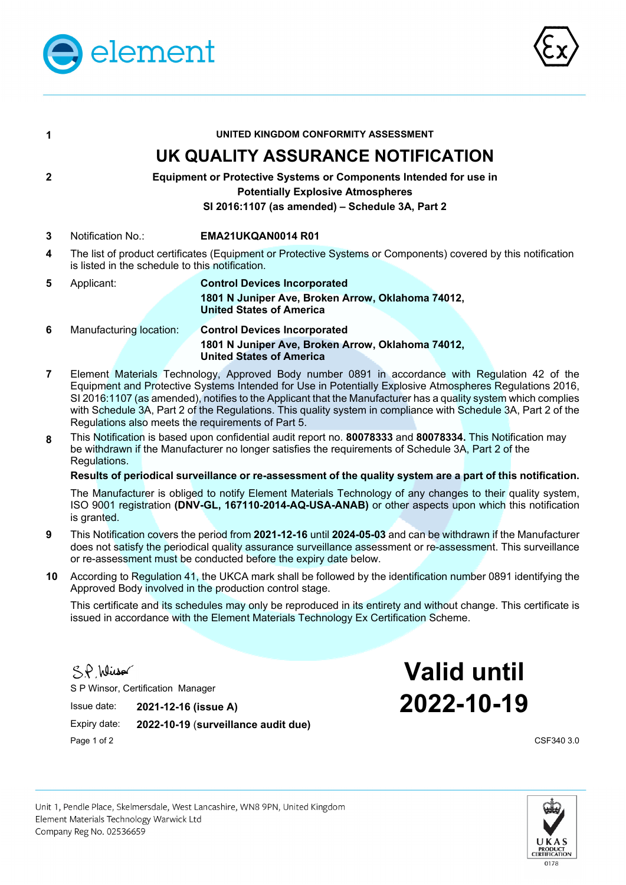1 **UNITED KINGDOM CONFORMITY ASSESSMENT**

# UK QUALITY ASSURANCE NOTIFICATION

2 **Equipment or Protective Systems or Components Intended for use in Potentially Explosive Atmospheres**
**SI 2016:1107 (as amended) – Schedule 3A, Part 2**

3 Notification No.: **EMA21UKQAN0014 R01**

4 The list of product certificates (Equipment or Protective Systems or Components) covered by this notification is listed in the schedule to this notification.

5 Applicant: **Control Devices Incorporated**
**1801 N Juniper Ave, Broken Arrow, Oklahoma 74012,**
**United States of America**

6 Manufacturing location: **Control Devices Incorporated**
**1801 N Juniper Ave, Broken Arrow, Oklahoma 74012,**
**United States of America**

7 Element Materials Technology, Approved Body number 0891 in accordance with Regulation 42 of the Equipment and Protective Systems Intended for Use in Potentially Explosive Atmospheres Regulations 2016, SI 2016:1107 (as amended), notifies to the Applicant that the Manufacturer has a quality system which complies with Schedule 3A, Part 2 of the Regulations. This quality system in compliance with Schedule 3A, Part 2 of the Regulations also meets the requirements of Part 5.

8 This Notification is based upon confidential audit report no. **80078333** and **80078334.** This Notification may be withdrawn if the Manufacturer no longer satisfies the requirements of Schedule 3A, Part 2 of the Regulations.

**Results of periodical surveillance or re-assessment of the quality system are a part of this notification.**

The Manufacturer is obliged to notify Element Materials Technology of any changes to their quality system, ISO 9001 registration **(DNV-GL, 167110-2014-AQ-USA-ANAB)** or other aspects upon which this notification is granted.

9 This Notification covers the period from **2021-12-16** until **2024-05-03** and can be withdrawn if the Manufacturer does not satisfy the periodical quality assurance surveillance assessment or re-assessment. This surveillance or re-assessment must be conducted before the expiry date below.

10 According to Regulation 41, the UKCA mark shall be followed by the identification number 0891 identifying the Approved Body involved in the production control stage.

This certificate and its schedules may only be reproduced in its entirety and without change. This certificate is issued in accordance with the Element Materials Technology Ex Certification Scheme.

S P Winsor, Certification Manager

Issue date: **2021-12-16 (issue A)**

Expiry date: **2022-10-19 (surveillance audit due)**

# Valid until 2022-10-19

CSF340 3.0

Unit 1, Pendle Place, Skelmersdale, West Lancashire, WN8 9PN, United Kingdom
Element Materials Technology Warwick Ltd
Company Reg No. 02536659

UKAS PRODUCT CERTIFICATION 0178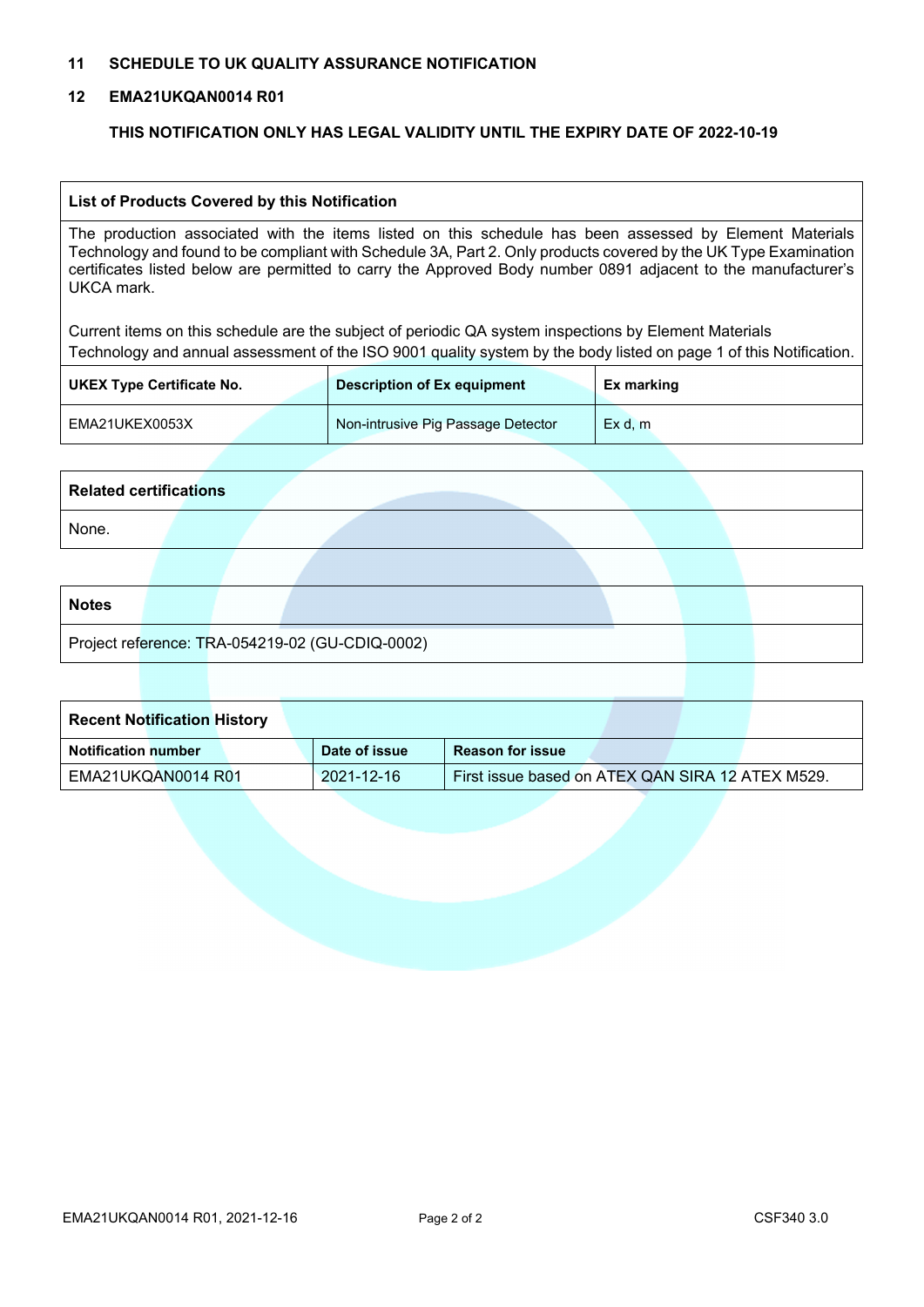**11 SCHEDULE TO UK QUALITY ASSURANCE NOTIFICATION**

**12 EMA21UKQAN0014 R01**

**THIS NOTIFICATION ONLY HAS LEGAL VALIDITY UNTIL THE EXPIRY DATE OF 2022-10-19**

**List of Products Covered by this Notification**

The production associated with the items listed on this schedule has been assessed by Element Materials Technology and found to be compliant with Schedule 3A, Part 2. Only products covered by the UK Type Examination certificates listed below are permitted to carry the Approved Body number 0891 adjacent to the manufacturer's UKCA mark.

Current items on this schedule are the subject of periodic QA system inspections by Element Materials Technology and annual assessment of the ISO 9001 quality system by the body listed on page 1 of this Notification.

| UKEX Type Certificate No. | Description of Ex equipment | Ex marking |
|---|---|---|
| EMA21UKEX0053X | Non-intrusive Pig Passage Detector | Ex d, m |

**Related certifications**

None.

**Notes**

Project reference: TRA-054219-02 (GU-CDIQ-0002)

**Recent Notification History**

| Notification number | Date of issue | Reason for issue |
|---|---|---|
| EMA21UKQAN0014 R01 | 2021-12-16 | First issue based on ATEX QAN SIRA 12 ATEX M529. |